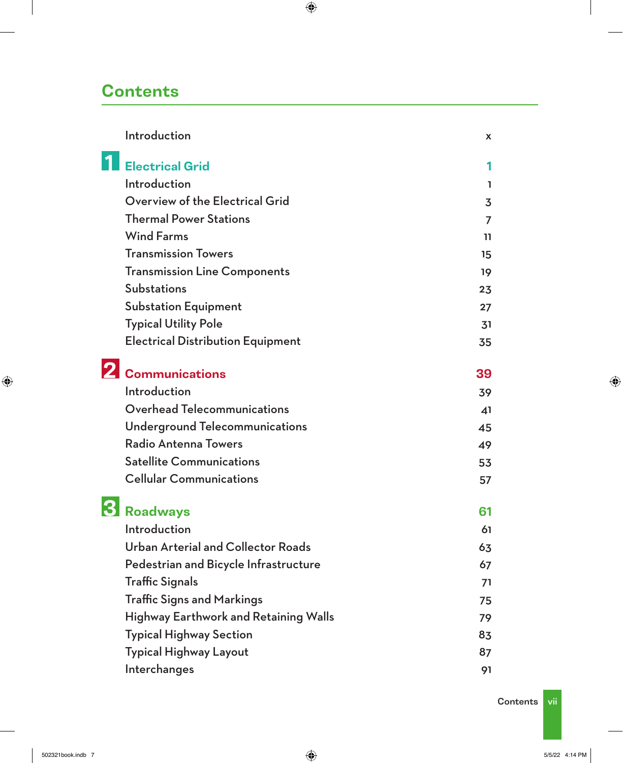# Contents

| | |
|---|---|
| Introduction | x |
| **1 Electrical Grid** | **1** |
| Introduction | 1 |
| Overview of the Electrical Grid | 3 |
| Thermal Power Stations | 7 |
| Wind Farms | 11 |
| Transmission Towers | 15 |
| Transmission Line Components | 19 |
| Substations | 23 |
| Substation Equipment | 27 |
| Typical Utility Pole | 31 |
| Electrical Distribution Equipment | 35 |
| **2 Communications** | **39** |
| Introduction | 39 |
| Overhead Telecommunications | 41 |
| Underground Telecommunications | 45 |
| Radio Antenna Towers | 49 |
| Satellite Communications | 53 |
| Cellular Communications | 57 |
| **3 Roadways** | **61** |
| Introduction | 61 |
| Urban Arterial and Collector Roads | 63 |
| Pedestrian and Bicycle Infrastructure | 67 |
| Traffic Signals | 71 |
| Traffic Signs and Markings | 75 |
| Highway Earthwork and Retaining Walls | 79 |
| Typical Highway Section | 83 |
| Typical Highway Layout | 87 |
| Interchanges | 91 |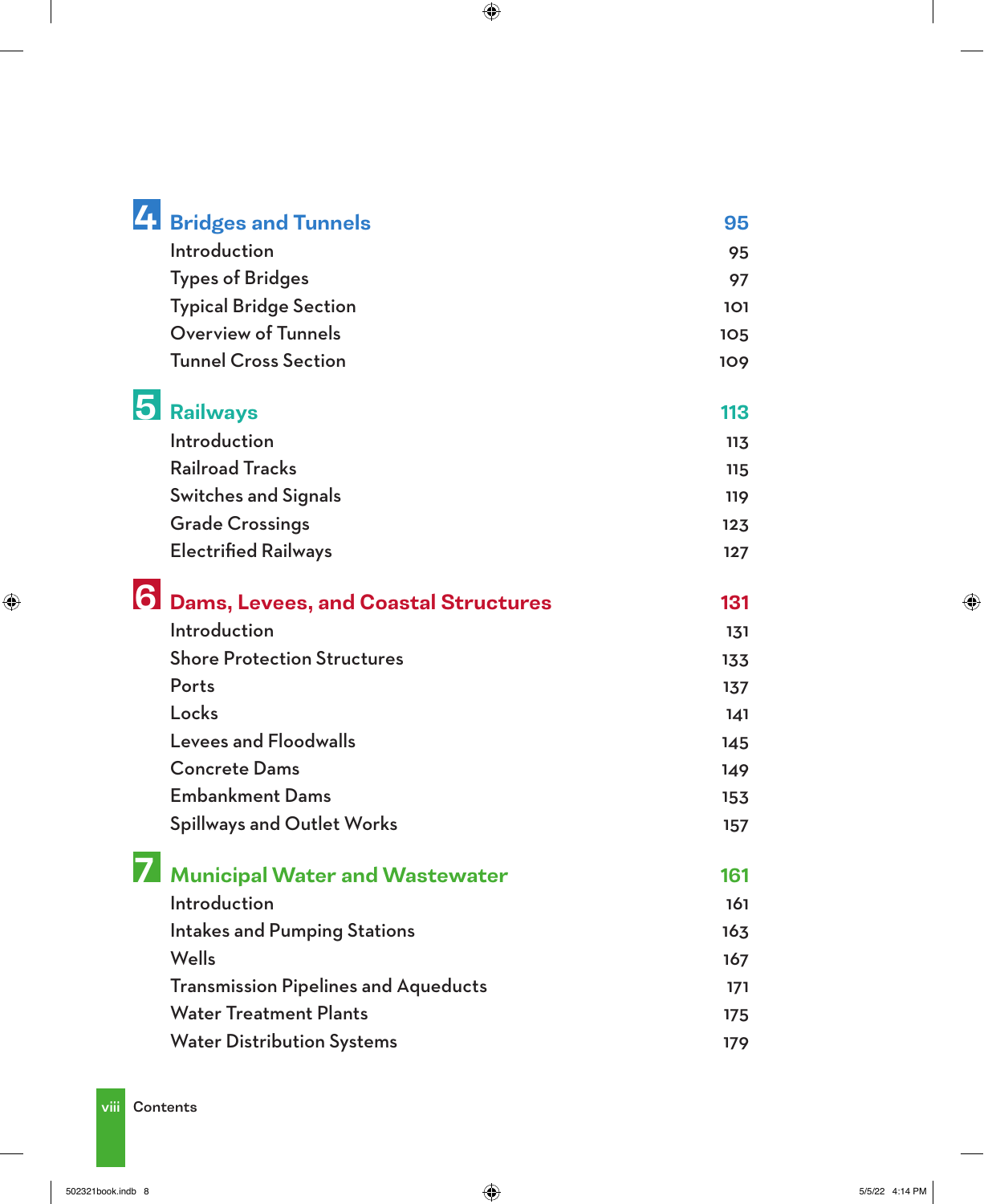## 4 Bridges and Tunnels — 95

- Introduction — 95
- Types of Bridges — 97
- Typical Bridge Section — 101
- Overview of Tunnels — 105
- Tunnel Cross Section — 109

## 5 Railways — 113

- Introduction — 113
- Railroad Tracks — 115
- Switches and Signals — 119
- Grade Crossings — 123
- Electrified Railways — 127

## 6 Dams, Levees, and Coastal Structures — 131

- Introduction — 131
- Shore Protection Structures — 133
- Ports — 137
- Locks — 141
- Levees and Floodwalls — 145
- Concrete Dams — 149
- Embankment Dams — 153
- Spillways and Outlet Works — 157

## 7 Municipal Water and Wastewater — 161

- Introduction — 161
- Intakes and Pumping Stations — 163
- Wells — 167
- Transmission Pipelines and Aqueducts — 171
- Water Treatment Plants — 175
- Water Distribution Systems — 179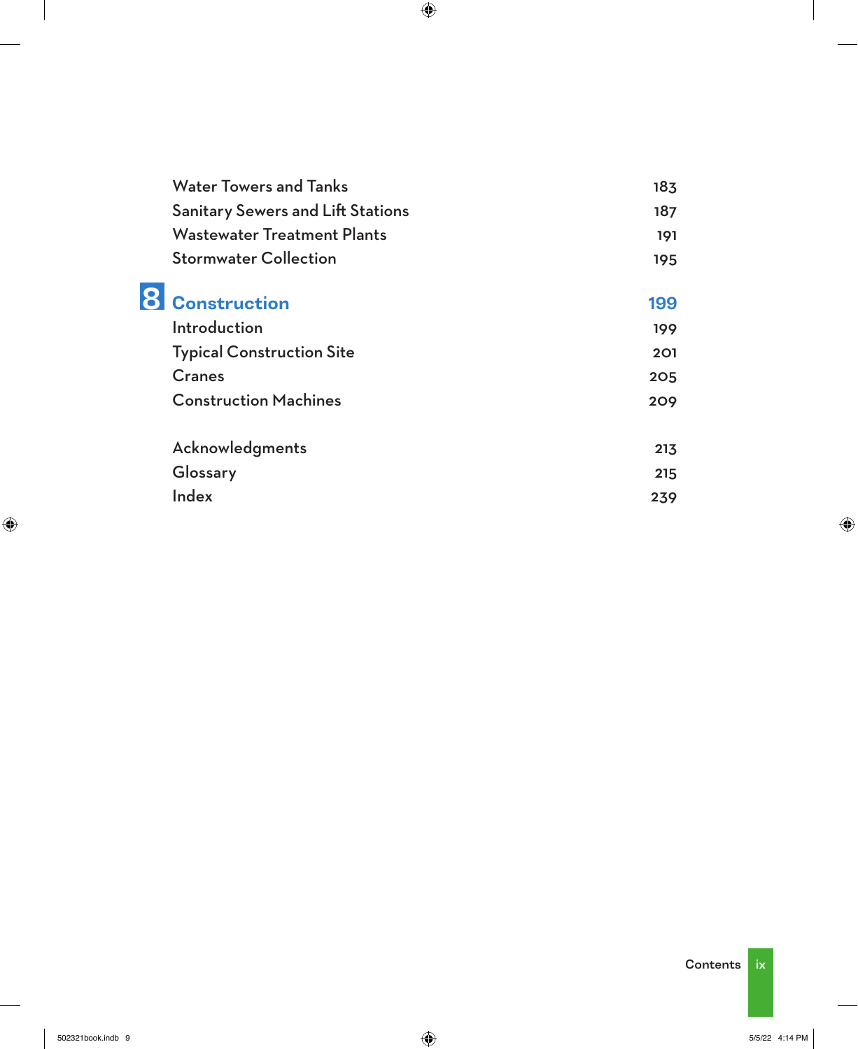| | |
|---|---|
| Water Towers and Tanks | 183 |
| Sanitary Sewers and Lift Stations | 187 |
| Wastewater Treatment Plants | 191 |
| Stormwater Collection | 195 |

## 8 Construction 199

| | |
|---|---|
| Introduction | 199 |
| Typical Construction Site | 201 |
| Cranes | 205 |
| Construction Machines | 209 |

| | |
|---|---|
| Acknowledgments | 213 |
| Glossary | 215 |
| Index | 239 |